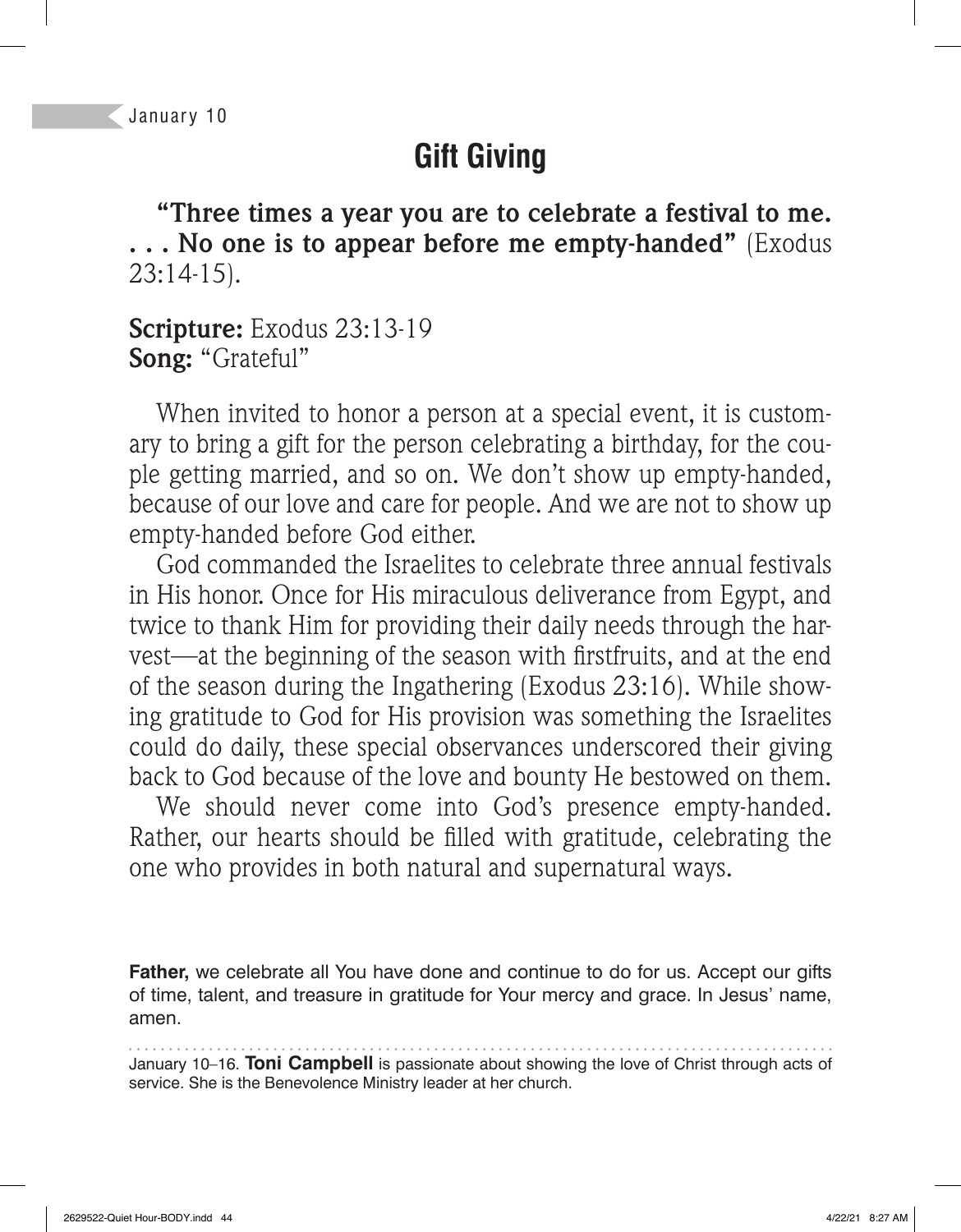January 10

# Gift Giving

**"Three times a year you are to celebrate a festival to me. . . . No one is to appear before me empty-handed"** (Exodus 23:14-15).

**Scripture:** Exodus 23:13-19
**Song:** "Grateful"

When invited to honor a person at a special event, it is customary to bring a gift for the person celebrating a birthday, for the couple getting married, and so on. We don't show up empty-handed, because of our love and care for people. And we are not to show up empty-handed before God either.

God commanded the Israelites to celebrate three annual festivals in His honor. Once for His miraculous deliverance from Egypt, and twice to thank Him for providing their daily needs through the harvest—at the beginning of the season with firstfruits, and at the end of the season during the Ingathering (Exodus 23:16). While showing gratitude to God for His provision was something the Israelites could do daily, these special observances underscored their giving back to God because of the love and bounty He bestowed on them.

We should never come into God's presence empty-handed. Rather, our hearts should be filled with gratitude, celebrating the one who provides in both natural and supernatural ways.

**Father,** we celebrate all You have done and continue to do for us. Accept our gifts of time, talent, and treasure in gratitude for Your mercy and grace. In Jesus' name, amen.

January 10–16. **Toni Campbell** is passionate about showing the love of Christ through acts of service. She is the Benevolence Ministry leader at her church.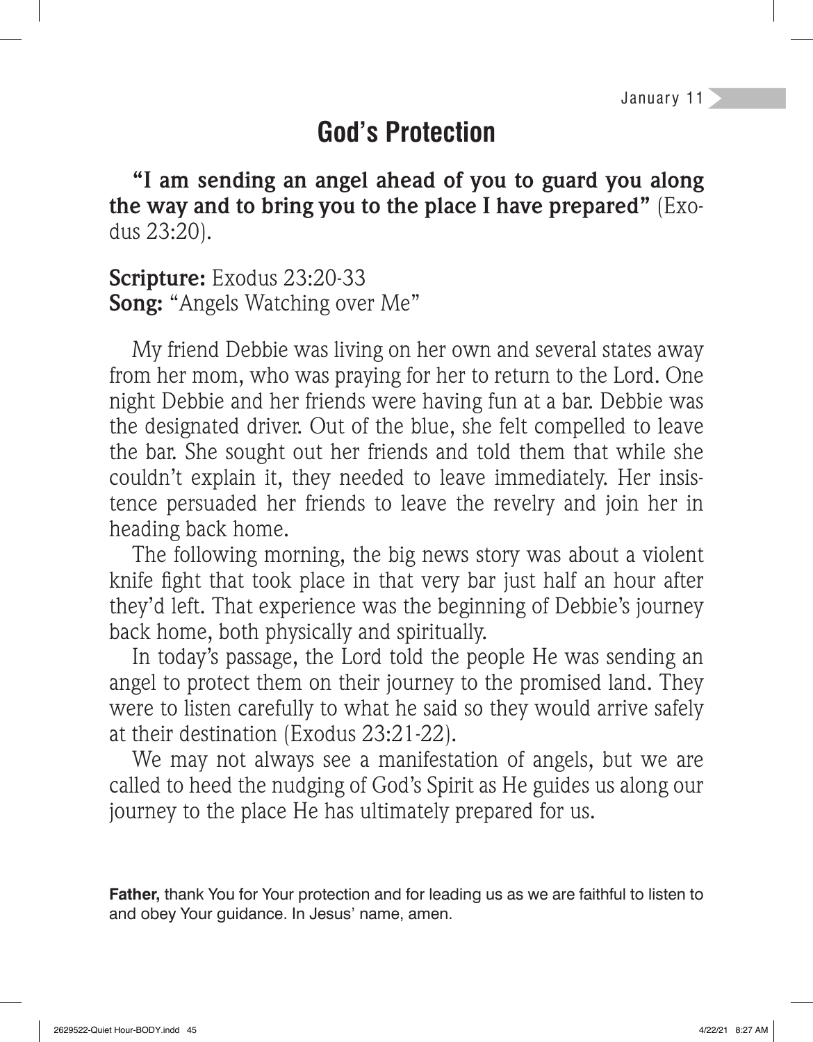January 11

# God's Protection

**"I am sending an angel ahead of you to guard you along the way and to bring you to the place I have prepared"** (Exodus 23:20).

**Scripture:** Exodus 23:20-33
**Song:** "Angels Watching over Me"

My friend Debbie was living on her own and several states away from her mom, who was praying for her to return to the Lord. One night Debbie and her friends were having fun at a bar. Debbie was the designated driver. Out of the blue, she felt compelled to leave the bar. She sought out her friends and told them that while she couldn't explain it, they needed to leave immediately. Her insistence persuaded her friends to leave the revelry and join her in heading back home.

The following morning, the big news story was about a violent knife fight that took place in that very bar just half an hour after they'd left. That experience was the beginning of Debbie's journey back home, both physically and spiritually.

In today's passage, the Lord told the people He was sending an angel to protect them on their journey to the promised land. They were to listen carefully to what he said so they would arrive safely at their destination (Exodus 23:21-22).

We may not always see a manifestation of angels, but we are called to heed the nudging of God's Spirit as He guides us along our journey to the place He has ultimately prepared for us.

**Father,** thank You for Your protection and for leading us as we are faithful to listen to and obey Your guidance. In Jesus' name, amen.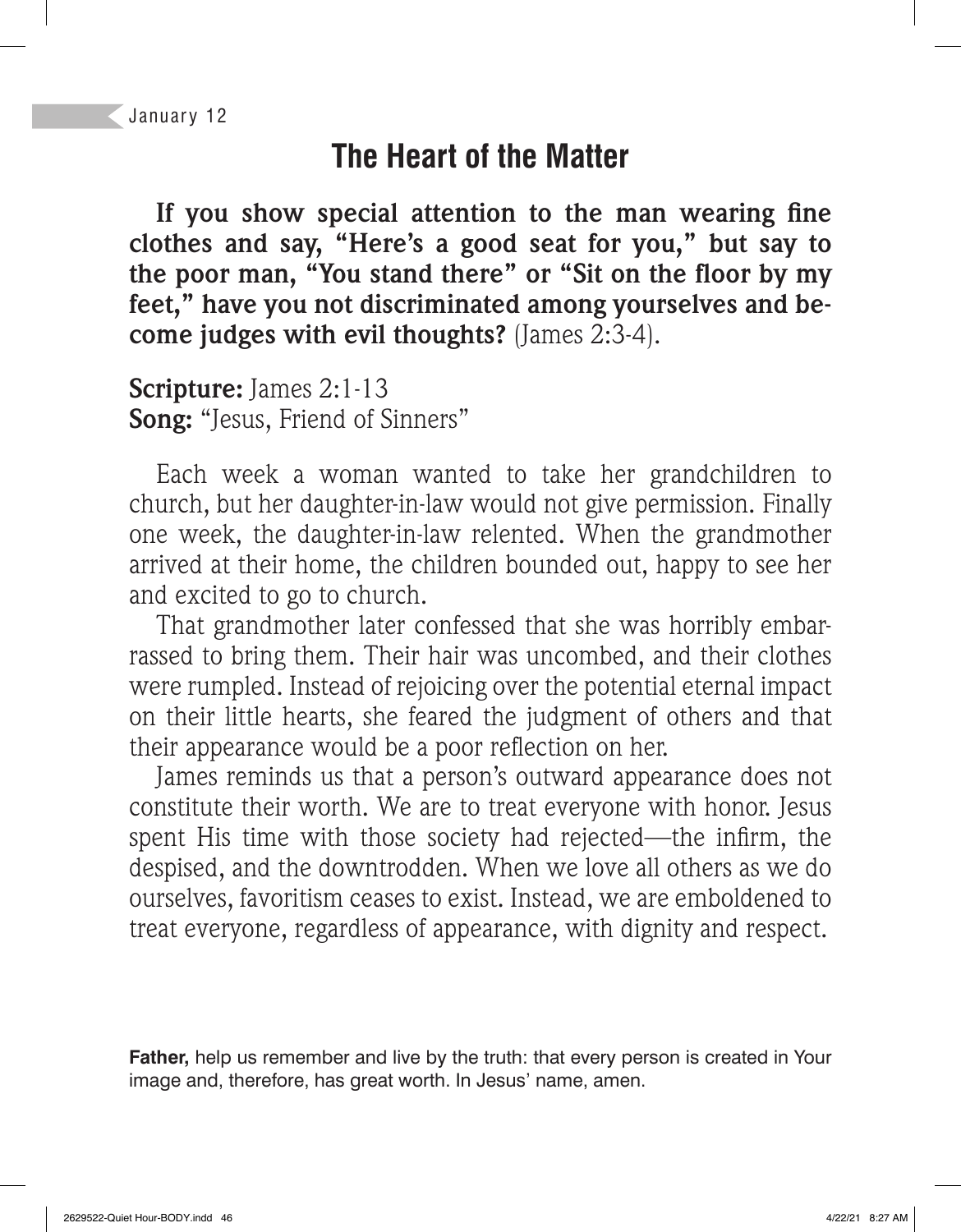January 12

# The Heart of the Matter

**If you show special attention to the man wearing fine clothes and say, "Here's a good seat for you," but say to the poor man, "You stand there" or "Sit on the floor by my feet," have you not discriminated among yourselves and become judges with evil thoughts?** (James 2:3-4).

**Scripture:** James 2:1-13
**Song:** "Jesus, Friend of Sinners"

Each week a woman wanted to take her grandchildren to church, but her daughter-in-law would not give permission. Finally one week, the daughter-in-law relented. When the grandmother arrived at their home, the children bounded out, happy to see her and excited to go to church.

That grandmother later confessed that she was horribly embarrassed to bring them. Their hair was uncombed, and their clothes were rumpled. Instead of rejoicing over the potential eternal impact on their little hearts, she feared the judgment of others and that their appearance would be a poor reflection on her.

James reminds us that a person's outward appearance does not constitute their worth. We are to treat everyone with honor. Jesus spent His time with those society had rejected—the infirm, the despised, and the downtrodden. When we love all others as we do ourselves, favoritism ceases to exist. Instead, we are emboldened to treat everyone, regardless of appearance, with dignity and respect.

**Father,** help us remember and live by the truth: that every person is created in Your image and, therefore, has great worth. In Jesus' name, amen.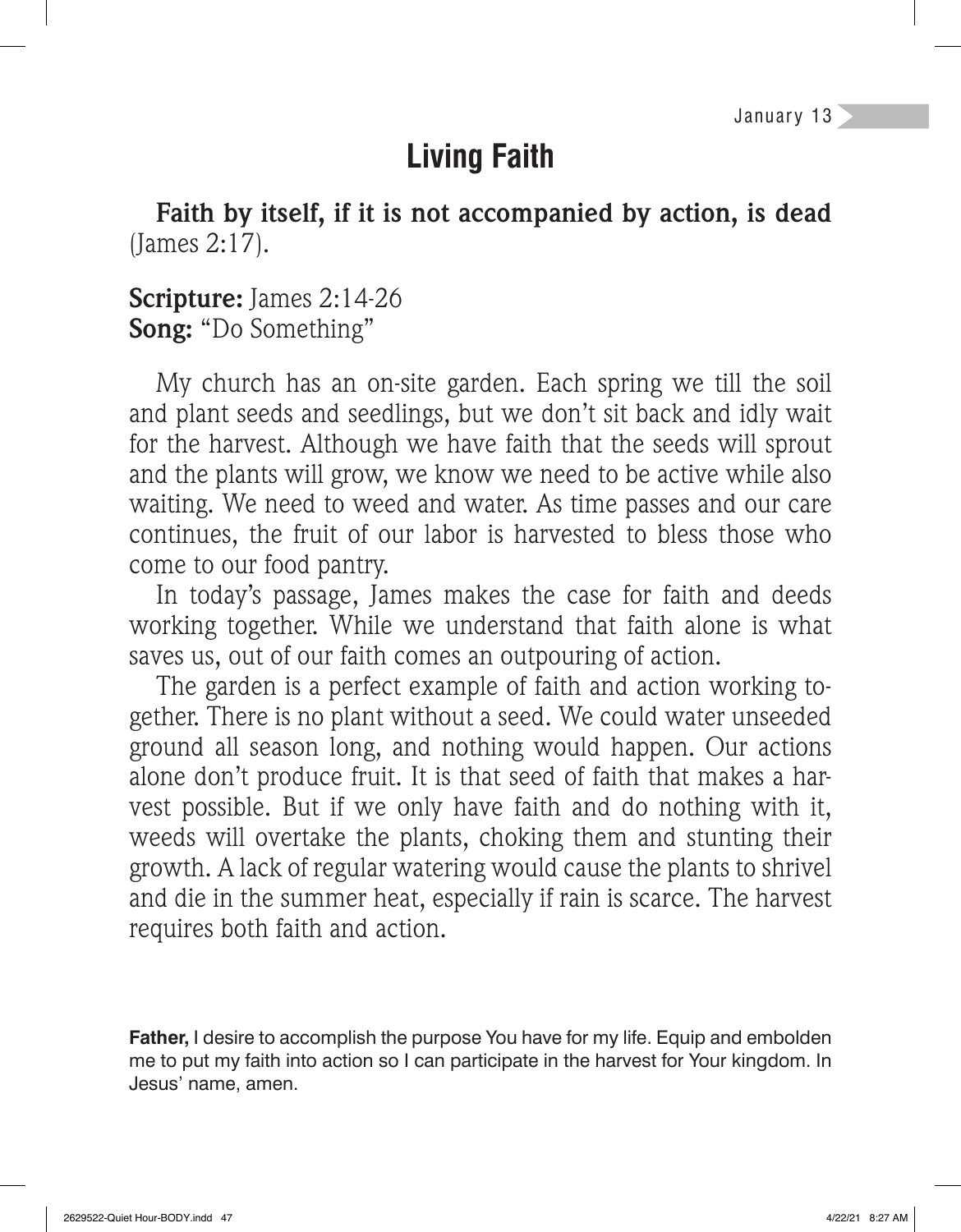January 13

# Living Faith

**Faith by itself, if it is not accompanied by action, is dead** (James 2:17).

**Scripture:** James 2:14-26
**Song:** "Do Something"

My church has an on-site garden. Each spring we till the soil and plant seeds and seedlings, but we don't sit back and idly wait for the harvest. Although we have faith that the seeds will sprout and the plants will grow, we know we need to be active while also waiting. We need to weed and water. As time passes and our care continues, the fruit of our labor is harvested to bless those who come to our food pantry.

In today's passage, James makes the case for faith and deeds working together. While we understand that faith alone is what saves us, out of our faith comes an outpouring of action.

The garden is a perfect example of faith and action working together. There is no plant without a seed. We could water unseeded ground all season long, and nothing would happen. Our actions alone don't produce fruit. It is that seed of faith that makes a harvest possible. But if we only have faith and do nothing with it, weeds will overtake the plants, choking them and stunting their growth. A lack of regular watering would cause the plants to shrivel and die in the summer heat, especially if rain is scarce. The harvest requires both faith and action.

**Father,** I desire to accomplish the purpose You have for my life. Equip and embolden me to put my faith into action so I can participate in the harvest for Your kingdom. In Jesus' name, amen.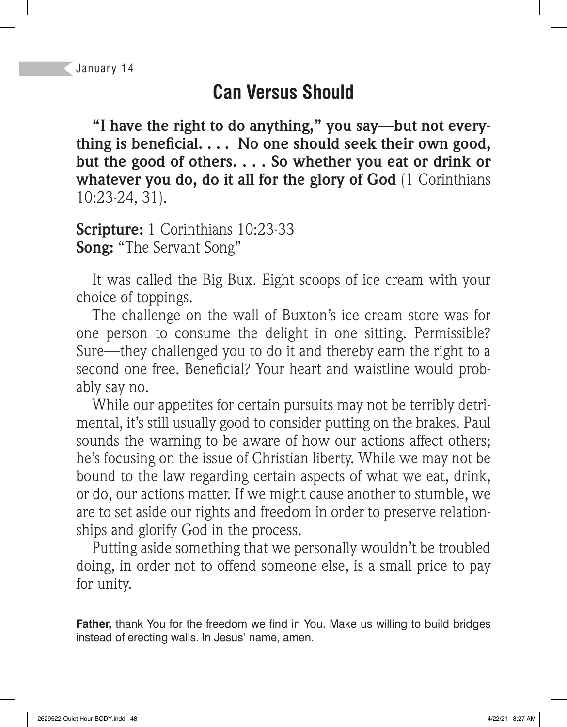January 14

# Can Versus Should

**"I have the right to do anything," you say—but not everything is beneficial. . . . No one should seek their own good, but the good of others. . . . So whether you eat or drink or whatever you do, do it all for the glory of God** (1 Corinthians 10:23-24, 31).

**Scripture:** 1 Corinthians 10:23-33
**Song:** "The Servant Song"

It was called the Big Bux. Eight scoops of ice cream with your choice of toppings.

The challenge on the wall of Buxton's ice cream store was for one person to consume the delight in one sitting. Permissible? Sure—they challenged you to do it and thereby earn the right to a second one free. Beneficial? Your heart and waistline would probably say no.

While our appetites for certain pursuits may not be terribly detrimental, it's still usually good to consider putting on the brakes. Paul sounds the warning to be aware of how our actions affect others; he's focusing on the issue of Christian liberty. While we may not be bound to the law regarding certain aspects of what we eat, drink, or do, our actions matter. If we might cause another to stumble, we are to set aside our rights and freedom in order to preserve relationships and glorify God in the process.

Putting aside something that we personally wouldn't be troubled doing, in order not to offend someone else, is a small price to pay for unity.

**Father,** thank You for the freedom we find in You. Make us willing to build bridges instead of erecting walls. In Jesus' name, amen.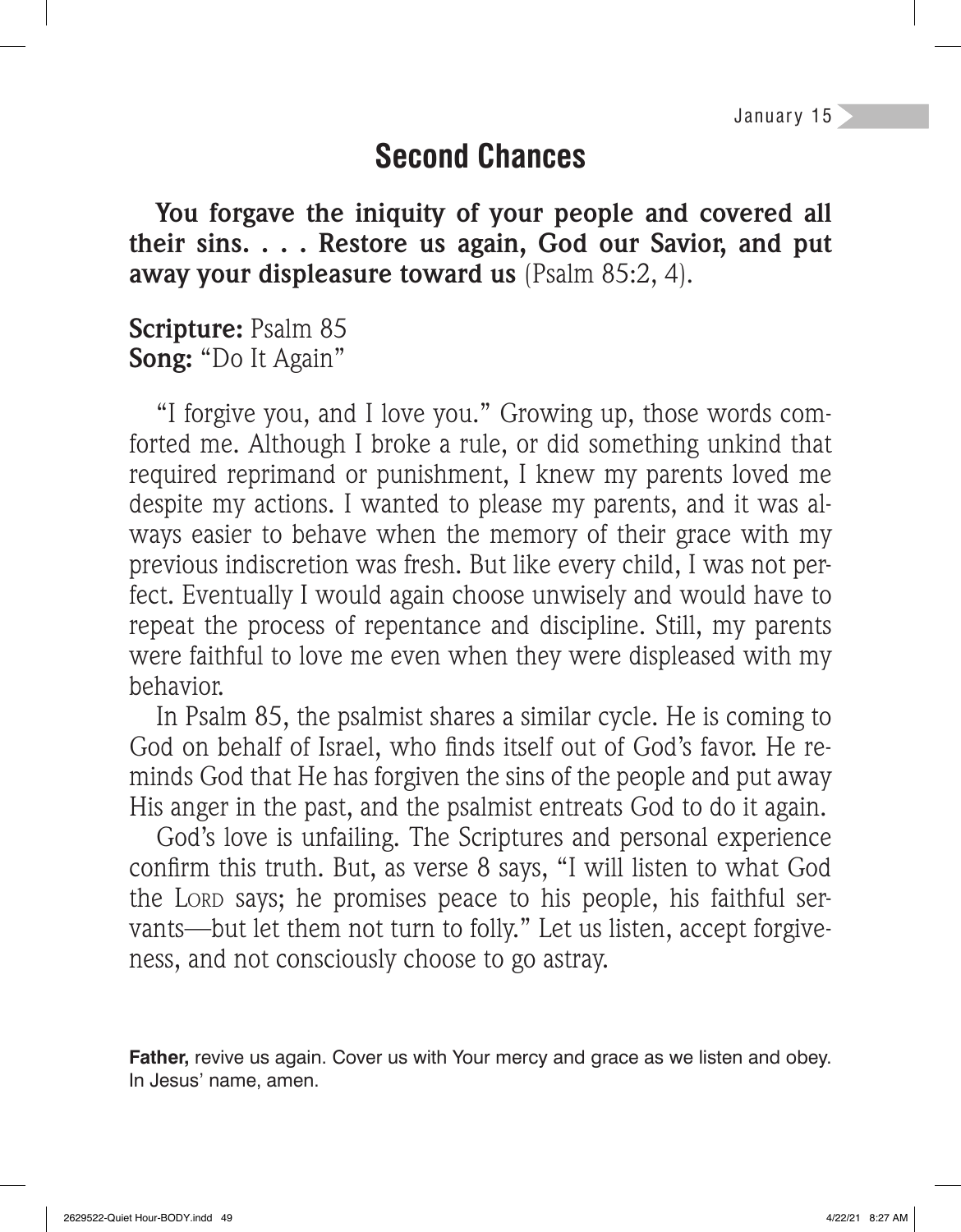January 15

# Second Chances

**You forgave the iniquity of your people and covered all their sins. . . . Restore us again, God our Savior, and put away your displeasure toward us** (Psalm 85:2, 4).

**Scripture:** Psalm 85
**Song:** "Do It Again"

"I forgive you, and I love you." Growing up, those words comforted me. Although I broke a rule, or did something unkind that required reprimand or punishment, I knew my parents loved me despite my actions. I wanted to please my parents, and it was always easier to behave when the memory of their grace with my previous indiscretion was fresh. But like every child, I was not perfect. Eventually I would again choose unwisely and would have to repeat the process of repentance and discipline. Still, my parents were faithful to love me even when they were displeased with my behavior.

In Psalm 85, the psalmist shares a similar cycle. He is coming to God on behalf of Israel, who finds itself out of God's favor. He reminds God that He has forgiven the sins of the people and put away His anger in the past, and the psalmist entreats God to do it again.

God's love is unfailing. The Scriptures and personal experience confirm this truth. But, as verse 8 says, "I will listen to what God the LORD says; he promises peace to his people, his faithful servants—but let them not turn to folly." Let us listen, accept forgiveness, and not consciously choose to go astray.

**Father,** revive us again. Cover us with Your mercy and grace as we listen and obey. In Jesus' name, amen.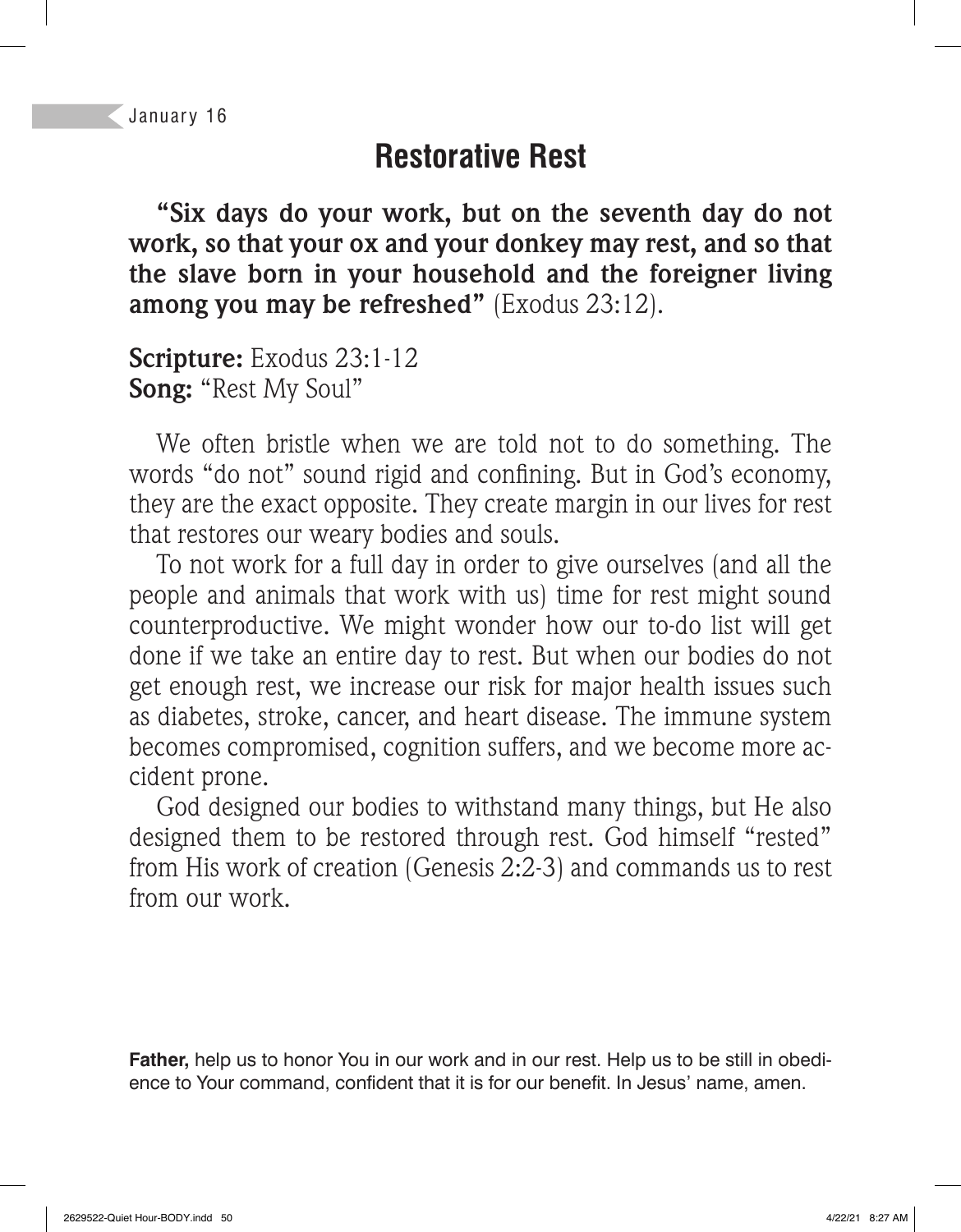January 16

# Restorative Rest

**"Six days do your work, but on the seventh day do not work, so that your ox and your donkey may rest, and so that the slave born in your household and the foreigner living among you may be refreshed"** (Exodus 23:12).

**Scripture:** Exodus 23:1-12
**Song:** "Rest My Soul"

We often bristle when we are told not to do something. The words "do not" sound rigid and confining. But in God's economy, they are the exact opposite. They create margin in our lives for rest that restores our weary bodies and souls.

To not work for a full day in order to give ourselves (and all the people and animals that work with us) time for rest might sound counterproductive. We might wonder how our to-do list will get done if we take an entire day to rest. But when our bodies do not get enough rest, we increase our risk for major health issues such as diabetes, stroke, cancer, and heart disease. The immune system becomes compromised, cognition suffers, and we become more accident prone.

God designed our bodies to withstand many things, but He also designed them to be restored through rest. God himself "rested" from His work of creation (Genesis 2:2-3) and commands us to rest from our work.

**Father,** help us to honor You in our work and in our rest. Help us to be still in obedience to Your command, confident that it is for our benefit. In Jesus' name, amen.